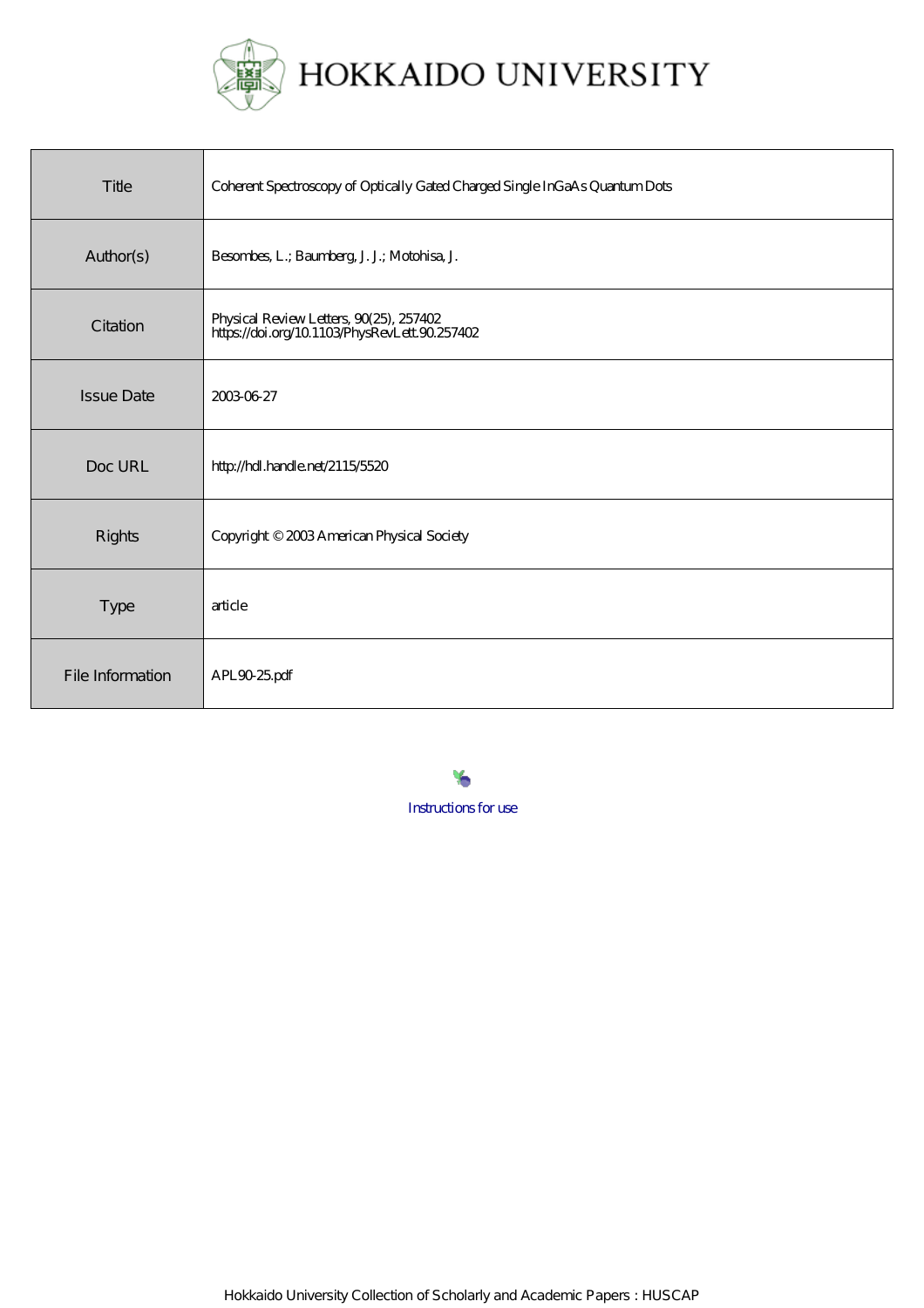# HOKKAIDO UNIVERSITY

| | |
|---|---|
| Title | Coherent Spectroscopy of Optically Gated Charged Single InGaAs Quantum Dots |
| Author(s) | Besombes, L.; Baumberg, J. J.; Motohisa, J. |
| Citation | Physical Review Letters, 90(25), 257402<br>https://doi.org/10.1103/PhysRevLett.90.257402 |
| Issue Date | 2003-06-27 |
| Doc URL | http://hdl.handle.net/2115/5520 |
| Rights | Copyright © 2003 American Physical Society |
| Type | article |
| File Information | APL90-25.pdf |

Instructions for use

Hokkaido University Collection of Scholarly and Academic Papers : HUSCAP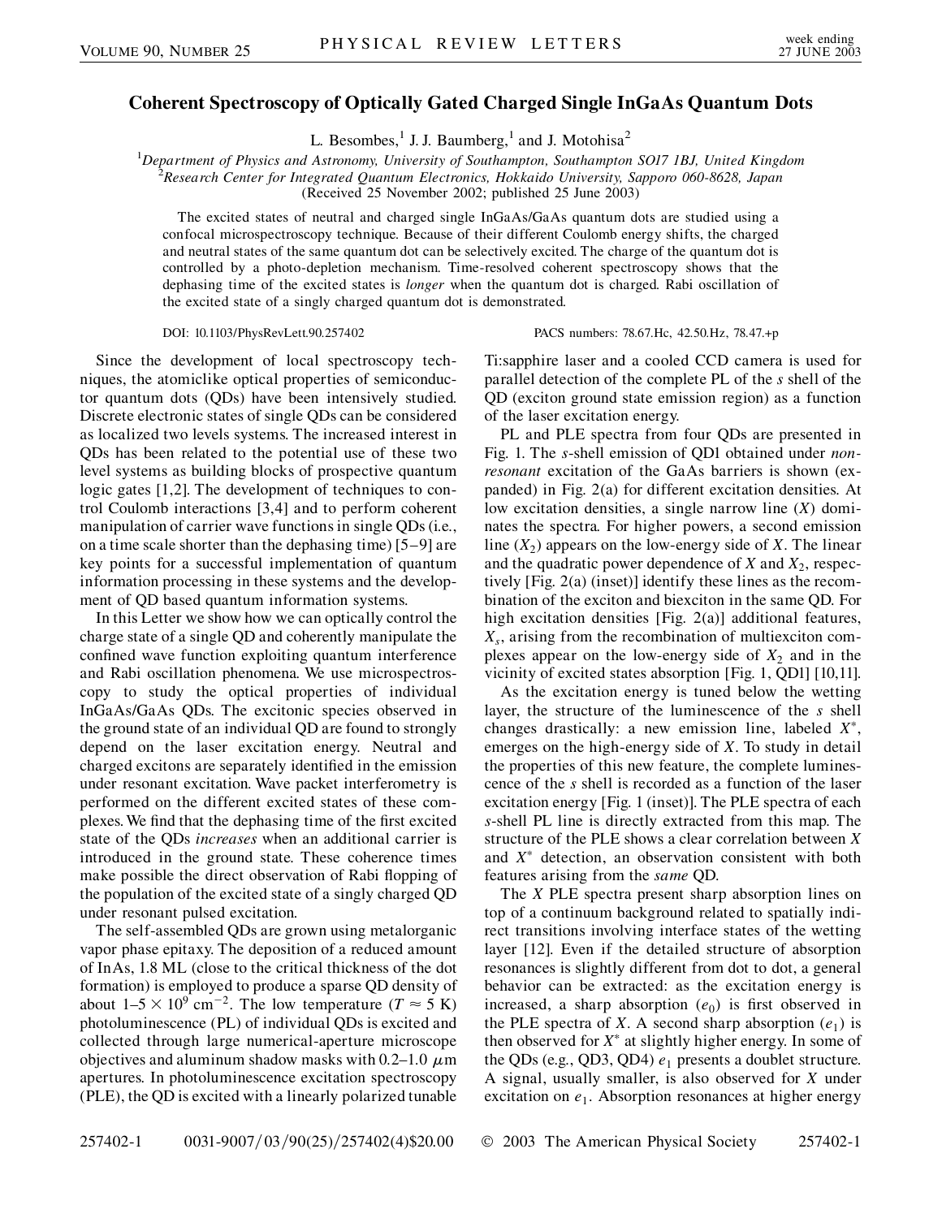# Coherent Spectroscopy of Optically Gated Charged Single InGaAs Quantum Dots

L. Besombes,[1] J. J. Baumberg,[1] and J. Motohisa[2]

[1]*Department of Physics and Astronomy, University of Southampton, Southampton SO17 1BJ, United Kingdom*
[2]*Research Center for Integrated Quantum Electronics, Hokkaido University, Sapporo 060-8628, Japan*
(Received 25 November 2002; published 25 June 2003)

The excited states of neutral and charged single InGaAs/GaAs quantum dots are studied using a confocal microspectroscopy technique. Because of their different Coulomb energy shifts, the charged and neutral states of the same quantum dot can be selectively excited. The charge of the quantum dot is controlled by a photo-depletion mechanism. Time-resolved coherent spectroscopy shows that the dephasing time of the excited states is *longer* when the quantum dot is charged. Rabi oscillation of the excited state of a singly charged quantum dot is demonstrated.

DOI: 10.1103/PhysRevLett.90.257402 PACS numbers: 78.67.Hc, 42.50.Hz, 78.47.+p

Since the development of local spectroscopy techniques, the atomiclike optical properties of semiconductor quantum dots (QDs) have been intensively studied. Discrete electronic states of single QDs can be considered as localized two levels systems. The increased interest in QDs has been related to the potential use of these two level systems as building blocks of prospective quantum logic gates [1,2]. The development of techniques to control Coulomb interactions [3,4] and to perform coherent manipulation of carrier wave functions in single QDs (i.e., on a time scale shorter than the dephasing time) [5–9] are key points for a successful implementation of quantum information processing in these systems and the development of QD based quantum information systems.

In this Letter we show how we can optically control the charge state of a single QD and coherently manipulate the confined wave function exploiting quantum interference and Rabi oscillation phenomena. We use microspectroscopy to study the optical properties of individual InGaAs/GaAs QDs. The excitonic species observed in the ground state of an individual QD are found to strongly depend on the laser excitation energy. Neutral and charged excitons are separately identified in the emission under resonant excitation. Wave packet interferometry is performed on the different excited states of these complexes. We find that the dephasing time of the first excited state of the QDs *increases* when an additional carrier is introduced in the ground state. These coherence times make possible the direct observation of Rabi flopping of the population of the excited state of a singly charged QD under resonant pulsed excitation.

The self-assembled QDs are grown using metalorganic vapor phase epitaxy. The deposition of a reduced amount of InAs, 1.8 ML (close to the critical thickness of the dot formation) is employed to produce a sparse QD density of about $1$–$5 \times 10^{9}$ cm$^{-2}$. The low temperature ($T \approx 5$ K) photoluminescence (PL) of individual QDs is excited and collected through large numerical-aperture microscope objectives and aluminum shadow masks with 0.2–1.0 $\mu$m apertures. In photoluminescence excitation spectroscopy (PLE), the QD is excited with a linearly polarized tunable Ti:sapphire laser and a cooled CCD camera is used for parallel detection of the complete PL of the *s* shell of the QD (exciton ground state emission region) as a function of the laser excitation energy.

PL and PLE spectra from four QDs are presented in Fig. 1. The *s*-shell emission of QD1 obtained under *nonresonant* excitation of the GaAs barriers is shown (expanded) in Fig. 2(a) for different excitation densities. At low excitation densities, a single narrow line ($X$) dominates the spectra. For higher powers, a second emission line ($X_2$) appears on the low-energy side of $X$. The linear and the quadratic power dependence of $X$ and $X_2$, respectively [Fig. 2(a) (inset)] identify these lines as the recombination of the exciton and biexciton in the same QD. For high excitation densities [Fig. 2(a)] additional features, $X_s$, arising from the recombination of multiexciton complexes appear on the low-energy side of $X_2$ and in the vicinity of excited states absorption [Fig. 1, QD1] [10,11].

As the excitation energy is tuned below the wetting layer, the structure of the luminescence of the *s* shell changes drastically: a new emission line, labeled $X^{*}$, emerges on the high-energy side of $X$. To study in detail the properties of this new feature, the complete luminescence of the *s* shell is recorded as a function of the laser excitation energy [Fig. 1 (inset)]. The PLE spectra of each *s*-shell PL line is directly extracted from this map. The structure of the PLE shows a clear correlation between $X$ and $X^{*}$ detection, an observation consistent with both features arising from the *same* QD.

The $X$ PLE spectra present sharp absorption lines on top of a continuum background related to spatially indirect transitions involving interface states of the wetting layer [12]. Even if the detailed structure of absorption resonances is slightly different from dot to dot, a general behavior can be extracted: as the excitation energy is increased, a sharp absorption ($e_0$) is first observed in the PLE spectra of $X$. A second sharp absorption ($e_1$) is then observed for $X^{*}$ at slightly higher energy. In some of the QDs (e.g., QD3, QD4) $e_1$ presents a doublet structure. A signal, usually smaller, is also observed for $X$ under excitation on $e_1$. Absorption resonances at higher energy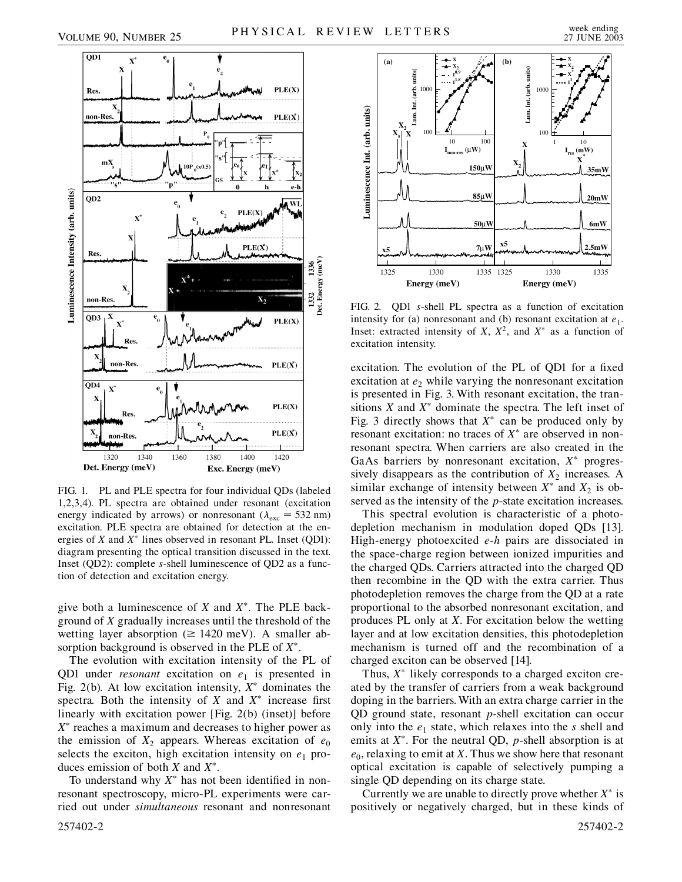FIG. 1. PL and PLE spectra for four individual QDs (labeled 1,2,3,4). PL spectra are obtained under resonant (excitation energy indicated by arrows) or nonresonant ($\lambda_{exc} = 532$ nm) excitation. PLE spectra are obtained for detection at the energies of $X$ and $X^*$ lines observed in resonant PL. Inset (QD1): diagram presenting the optical transition discussed in the text. Inset (QD2): complete $s$-shell luminescence of QD2 as a function of detection and excitation energy.

give both a luminescence of $X$ and $X^*$. The PLE background of $X$ gradually increases until the threshold of the wetting layer absorption ($\gtrsim 1420$ meV). A smaller absorption background is observed in the PLE of $X^*$.

The evolution with excitation intensity of the PL of QD1 under *resonant* excitation on $e_1$ is presented in Fig. 2(b). At low excitation intensity, $X^*$ dominates the spectra. Both the intensity of $X$ and $X^*$ increase first linearly with excitation power [Fig. 2(b) (inset)] before $X^*$ reaches a maximum and decreases to higher power as the emission of $X_2$ appears. Whereas excitation of $e_0$ selects the exciton, high excitation intensity on $e_1$ produces emission of both $X$ and $X^*$.

To understand why $X^*$ has not been identified in nonresonant spectroscopy, micro-PL experiments were carried out under *simultaneous* resonant and nonresonant

FIG. 2. QD1 $s$-shell PL spectra as a function of excitation intensity for (a) nonresonant and (b) resonant excitation at $e_1$. Inset: extracted intensity of $X$, $X^2$, and $X^*$ as a function of excitation intensity.

excitation. The evolution of the PL of QD1 for a fixed excitation at $e_2$ while varying the nonresonant excitation is presented in Fig. 3. With resonant excitation, the transitions $X$ and $X^*$ dominate the spectra. The left inset of Fig. 3 directly shows that $X^*$ can be produced only by resonant excitation: no traces of $X^*$ are observed in nonresonant spectra. When carriers are also created in the GaAs barriers by nonresonant excitation, $X^*$ progressively disappears as the contribution of $X_2$ increases. A similar exchange of intensity between $X^*$ and $X_2$ is observed as the intensity of the $p$-state excitation increases.

This spectral evolution is characteristic of a photodepletion mechanism in modulation doped QDs [13]. High-energy photoexcited $e$-$h$ pairs are dissociated in the space-charge region between ionized impurities and the charged QDs. Carriers attracted into the charged QD then recombine in the QD with the extra carrier. Thus photodepletion removes the charge from the QD at a rate proportional to the absorbed nonresonant excitation, and produces PL only at $X$. For excitation below the wetting layer and at low excitation densities, this photodepletion mechanism is turned off and the recombination of a charged exciton can be observed [14].

Thus, $X^*$ likely corresponds to a charged exciton created by the transfer of carriers from a weak background doping in the barriers. With an extra charge carrier in the QD ground state, resonant $p$-shell excitation can occur only into the $e_1$ state, which relaxes into the $s$ shell and emits at $X^*$. For the neutral QD, $p$-shell absorption is at $e_0$, relaxing to emit at $X$. Thus we show here that resonant optical excitation is capable of selectively pumping a single QD depending on its charge state.

Currently we are unable to directly prove whether $X^*$ is positively or negatively charged, but in these kinds of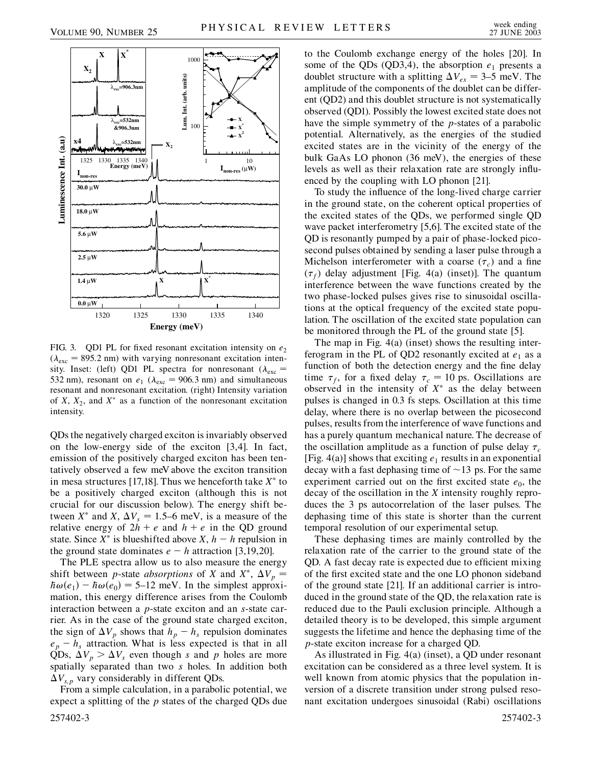FIG. 3. QD1 PL for fixed resonant excitation intensity on $e_2$ ($\lambda_{exc} = 895.2$ nm) with varying nonresonant excitation intensity. Inset: (left) QD1 PL spectra for nonresonant ($\lambda_{exc} = 532$ nm), resonant on $e_1$ ($\lambda_{exc} = 906.3$ nm) and simultaneous resonant and nonresonant excitation. (right) Intensity variation of $X$, $X_2$, and $X^*$ as a function of the nonresonant excitation intensity.

QDs the negatively charged exciton is invariably observed on the low-energy side of the exciton [3,4]. In fact, emission of the positively charged exciton has been tentatively observed a few meV above the exciton transition in mesa structures [17,18]. Thus we henceforth take $X^*$ to be a positively charged exciton (although this is not crucial for our discussion below). The energy shift between $X^*$ and $X$, $\Delta V_s = 1.5$–$6$ meV, is a measure of the relative energy of $2h + e$ and $h + e$ in the QD ground state. Since $X^*$ is blueshifted above $X$, $h - h$ repulsion in the ground state dominates $e - h$ attraction [3,19,20].

The PLE spectra allow us to also measure the energy shift between $p$-state *absorptions* of $X$ and $X^*$, $\Delta V_p = \hbar\omega(e_1) - \hbar\omega(e_0) = 5$–$12$ meV. In the simplest approximation, this energy difference arises from the Coulomb interaction between a $p$-state exciton and an $s$-state carrier. As in the case of the ground state charged exciton, the sign of $\Delta V_p$ shows that $h_p - h_s$ repulsion dominates $e_p - h_s$ attraction. What is less expected is that in all QDs, $\Delta V_p > \Delta V_s$ even though $s$ and $p$ holes are more spatially separated than two $s$ holes. In addition both $\Delta V_{s,p}$ vary considerably in different QDs.

From a simple calculation, in a parabolic potential, we expect a splitting of the $p$ states of the charged QDs due to the Coulomb exchange energy of the holes [20]. In some of the QDs (QD3,4), the absorption $e_1$ presents a doublet structure with a splitting $\Delta V_{ex} = 3$–$5$ meV. The amplitude of the components of the doublet can be different (QD2) and this doublet structure is not systematically observed (QD1). Possibly the lowest excited state does not have the simple symmetry of the $p$-states of a parabolic potential. Alternatively, as the energies of the studied excited states are in the vicinity of the energy of the bulk GaAs LO phonon (36 meV), the energies of these levels as well as their relaxation rate are strongly influenced by the coupling with LO phonon [21].

To study the influence of the long-lived charge carrier in the ground state, on the coherent optical properties of the excited states of the QDs, we performed single QD wave packet interferometry [5,6]. The excited state of the QD is resonantly pumped by a pair of phase-locked picosecond pulses obtained by sending a laser pulse through a Michelson interferometer with a coarse ($\tau_c$) and a fine ($\tau_f$) delay adjustment [Fig. 4(a) (inset)]. The quantum interference between the wave functions created by the two phase-locked pulses gives rise to sinusoidal oscillations at the optical frequency of the excited state population. The oscillation of the excited state population can be monitored through the PL of the ground state [5].

The map in Fig. 4(a) (inset) shows the resulting interferogram in the PL of QD2 resonantly excited at $e_1$ as a function of both the detection energy and the fine delay time $\tau_f$, for a fixed delay $\tau_c = 10$ ps. Oscillations are observed in the intensity of $X^*$ as the delay between pulses is changed in 0.3 fs steps. Oscillation at this time delay, where there is no overlap between the picosecond pulses, results from the interference of wave functions and has a purely quantum mechanical nature. The decrease of the oscillation amplitude as a function of pulse delay $\tau_c$ [Fig. 4(a)] shows that exciting $e_1$ results in an exponential decay with a fast dephasing time of $\sim$13 ps. For the same experiment carried out on the first excited state $e_0$, the decay of the oscillation in the $X$ intensity roughly reproduces the 3 ps autocorrelation of the laser pulses. The dephasing time of this state is shorter than the current temporal resolution of our experimental setup.

These dephasing times are mainly controlled by the relaxation rate of the carrier to the ground state of the QD. A fast decay rate is expected due to efficient mixing of the first excited state and the one LO phonon sideband of the ground state [21]. If an additional carrier is introduced in the ground state of the QD, the relaxation rate is reduced due to the Pauli exclusion principle. Although a detailed theory is to be developed, this simple argument suggests the lifetime and hence the dephasing time of the $p$-state exciton increase for a charged QD.

As illustrated in Fig. 4(a) (inset), a QD under resonant excitation can be considered as a three level system. It is well known from atomic physics that the population inversion of a discrete transition under strong pulsed resonant excitation undergoes sinusoidal (Rabi) oscillations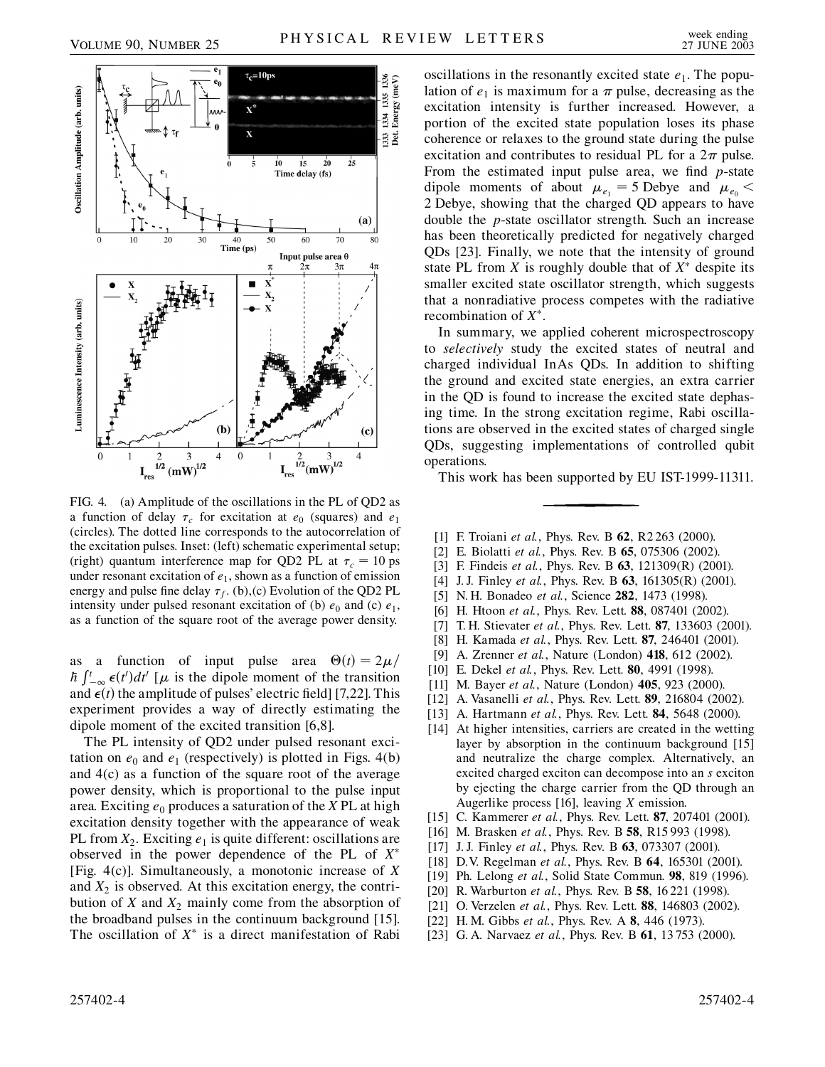Oscillation Amplitude (arb. units)

$\tau_c$

$\tau_f$

$e_1$

$e_0$

0

$\tau_c$=10ps

$X^*$

X

0 5 10 15 20 25

Time delay (fs)

1333 1334 1335 1336

Det. Energy (meV)

$e_1$

$e_0$

(a)

0 10 20 30 40 50 60 70 80

Time (ps)

Input pulse area θ

π 2π 3π 4π

Luminescence Intensity (arb. units)

X

$X_2$

(b)

0 1 2 3 4

$I_{res}^{1/2}$ (mW)$^{1/2}$

$X^*$

$X_2$

X

(c)

0 1 2 3 4

$I_{res}^{1/2}$ (mW)$^{1/2}$

FIG. 4. (a) Amplitude of the oscillations in the PL of QD2 as a function of delay $\tau_c$ for excitation at $e_0$ (squares) and $e_1$ (circles). The dotted line corresponds to the autocorrelation of the excitation pulses. Inset: (left) schematic experimental setup; (right) quantum interference map for QD2 PL at $\tau_c = 10$ ps under resonant excitation of $e_1$, shown as a function of emission energy and pulse fine delay $\tau_f$. (b),(c) Evolution of the QD2 PL intensity under pulsed resonant excitation of (b) $e_0$ and (c) $e_1$, as a function of the square root of the average power density.

as a function of input pulse area $\Theta(t) = 2\mu/\hbar \int_{-\infty}^{t} \epsilon(t')dt'$ [$\mu$ is the dipole moment of the transition and $\epsilon(t)$ the amplitude of pulses' electric field] [7,22]. This experiment provides a way of directly estimating the dipole moment of the excited transition [6,8].

The PL intensity of QD2 under pulsed resonant excitation on $e_0$ and $e_1$ (respectively) is plotted in Figs. 4(b) and 4(c) as a function of the square root of the average power density, which is proportional to the pulse input area. Exciting $e_0$ produces a saturation of the $X$ PL at high excitation density together with the appearance of weak PL from $X_2$. Exciting $e_1$ is quite different: oscillations are observed in the power dependence of the PL of $X^*$ [Fig. 4(c)]. Simultaneously, a monotonic increase of $X$ and $X_2$ is observed. At this excitation energy, the contribution of $X$ and $X_2$ mainly come from the absorption of the broadband pulses in the continuum background [15]. The oscillation of $X^*$ is a direct manifestation of Rabi oscillations in the resonantly excited state $e_1$. The population of $e_1$ is maximum for a $\pi$ pulse, decreasing as the excitation intensity is further increased. However, a portion of the excited state population loses its phase coherence or relaxes to the ground state during the pulse excitation and contributes to residual PL for a $2\pi$ pulse. From the estimated input pulse area, we find $p$-state dipole moments of about $\mu_{e_1} = 5$ Debye and $\mu_{e_0} < 2$ Debye, showing that the charged QD appears to have double the $p$-state oscillator strength. Such an increase has been theoretically predicted for negatively charged QDs [23]. Finally, we note that the intensity of ground state PL from $X$ is roughly double that of $X^*$ despite its smaller excited state oscillator strength, which suggests that a nonradiative process competes with the radiative recombination of $X^*$.

In summary, we applied coherent microspectroscopy to *selectively* study the excited states of neutral and charged individual InAs QDs. In addition to shifting the ground and excited state energies, an extra carrier in the QD is found to increase the excited state dephasing time. In the strong excitation regime, Rabi oscillations are observed in the excited states of charged single QDs, suggesting implementations of controlled qubit operations.

This work has been supported by EU IST-1999-11311.

---

[1] F. Troiani *et al.*, Phys. Rev. B **62**, R2263 (2000).
[2] E. Biolatti *et al.*, Phys. Rev. B **65**, 075306 (2002).
[3] F. Findeis *et al.*, Phys. Rev. B **63**, 121309(R) (2001).
[4] J. J. Finley *et al.*, Phys. Rev. B **63**, 161305(R) (2001).
[5] N. H. Bonadeo *et al.*, Science **282**, 1473 (1998).
[6] H. Htoon *et al.*, Phys. Rev. Lett. **88**, 087401 (2002).
[7] T. H. Stievater *et al.*, Phys. Rev. Lett. **87**, 133603 (2001).
[8] H. Kamada *et al.*, Phys. Rev. Lett. **87**, 246401 (2001).
[9] A. Zrenner *et al.*, Nature (London) **418**, 612 (2002).
[10] E. Dekel *et al.*, Phys. Rev. Lett. **80**, 4991 (1998).
[11] M. Bayer *et al.*, Nature (London) **405**, 923 (2000).
[12] A. Vasanelli *et al.*, Phys. Rev. Lett. **89**, 216804 (2002).
[13] A. Hartmann *et al.*, Phys. Rev. Lett. **84**, 5648 (2000).
[14] At higher intensities, carriers are created in the wetting layer by absorption in the continuum background [15] and neutralize the charge complex. Alternatively, an excited charged exciton can decompose into an $s$ exciton by ejecting the charge carrier from the QD through an Augerlike process [16], leaving $X$ emission.
[15] C. Kammerer *et al.*, Phys. Rev. Lett. **87**, 207401 (2001).
[16] M. Brasken *et al.*, Phys. Rev. B **58**, R15993 (1998).
[17] J. J. Finley *et al.*, Phys. Rev. B **63**, 073307 (2001).
[18] D. V. Regelman *et al.*, Phys. Rev. B **64**, 165301 (2001).
[19] Ph. Lelong *et al.*, Solid State Commun. **98**, 819 (1996).
[20] R. Warburton *et al.*, Phys. Rev. B **58**, 16221 (1998).
[21] O. Verzelen *et al.*, Phys. Rev. Lett. **88**, 146803 (2002).
[22] H. M. Gibbs *et al.*, Phys. Rev. A **8**, 446 (1973).
[23] G. A. Narvaez *et al.*, Phys. Rev. B **61**, 13753 (2000).